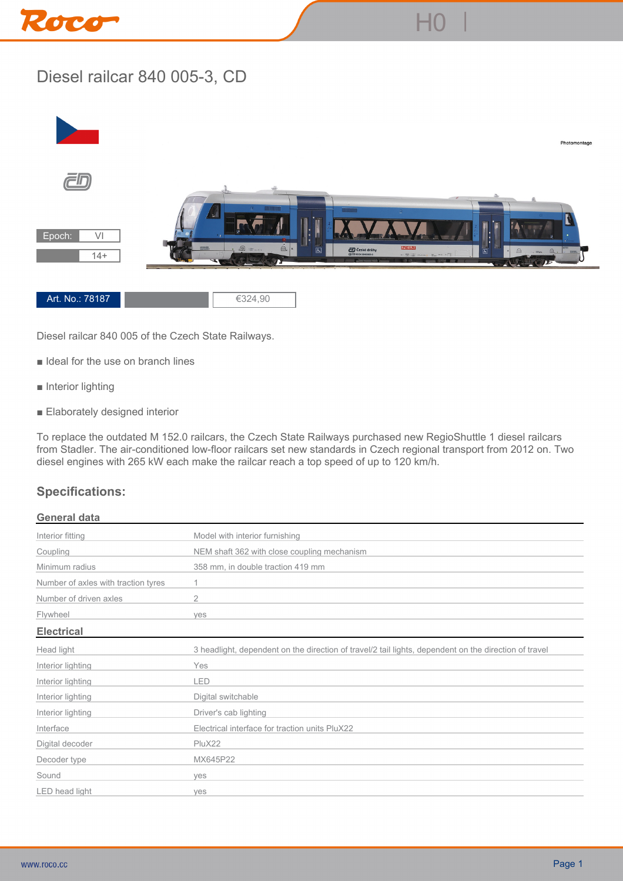# Diesel railcar 840 005-3, CD

Photomontage

| Epoch: | VI |
|---|---|
| | 14+ |

Art. No.: 78187 | €324,90

Diesel railcar 840 005 of the Czech State Railways.

■ Ideal for the use on branch lines

■ Interior lighting

■ Elaborately designed interior

To replace the outdated M 152.0 railcars, the Czech State Railways purchased new RegioShuttle 1 diesel railcars from Stadler. The air-conditioned low-floor railcars set new standards in Czech regional transport from 2012 on. Two diesel engines with 265 kW each make the railcar reach a top speed of up to 120 km/h.

## Specifications:

### General data

| | |
|---|---|
| Interior fitting | Model with interior furnishing |
| Coupling | NEM shaft 362 with close coupling mechanism |
| Minimum radius | 358 mm, in double traction 419 mm |
| Number of axles with traction tyres | 1 |
| Number of driven axles | 2 |
| Flywheel | yes |

### Electrical

| | |
|---|---|
| Head light | 3 headlight, dependent on the direction of travel/2 tail lights, dependent on the direction of travel |
| Interior lighting | Yes |
| Interior lighting | LED |
| Interior lighting | Digital switchable |
| Interior lighting | Driver's cab lighting |
| Interface | Electrical interface for traction units PluX22 |
| Digital decoder | PluX22 |
| Decoder type | MX645P22 |
| Sound | yes |
| LED head light | yes |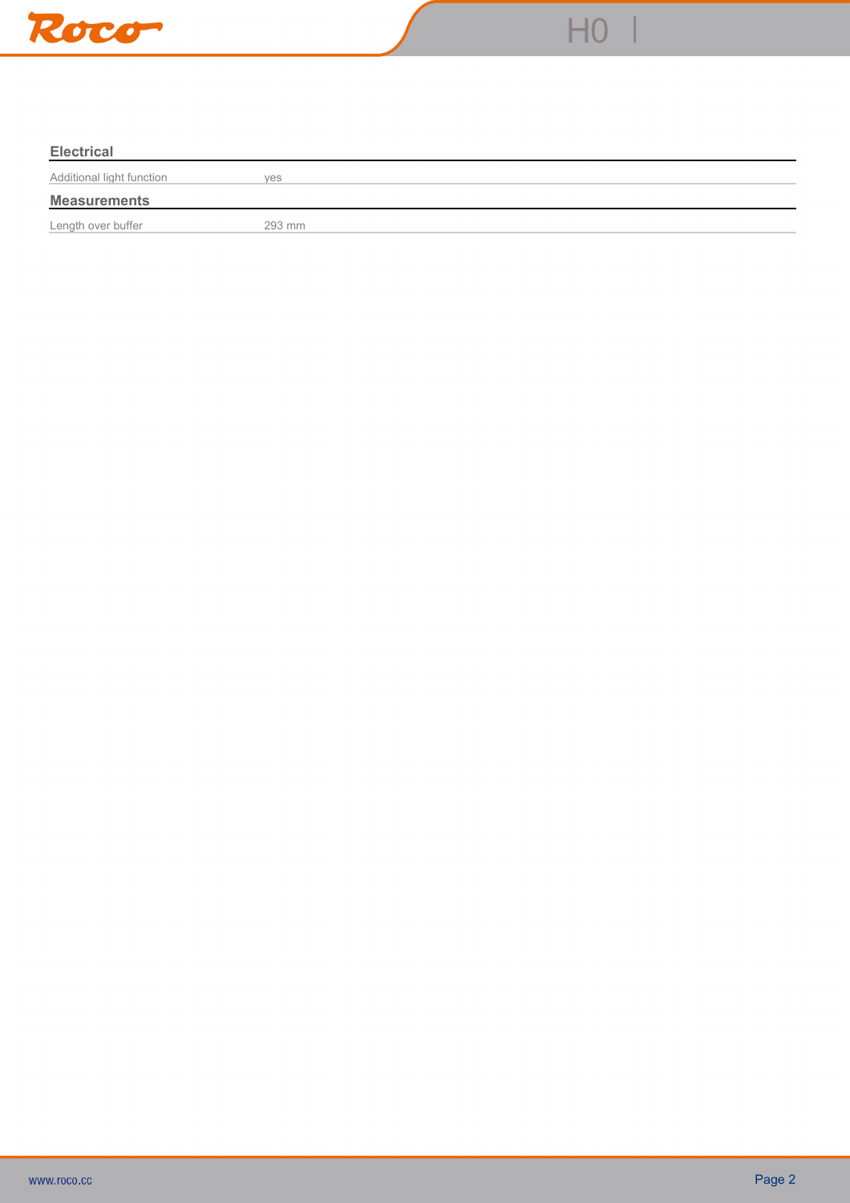## Electrical

| | |
|---|---|
| Additional light function | yes |

## Measurements

| | |
|---|---|
| Length over buffer | 293 mm |